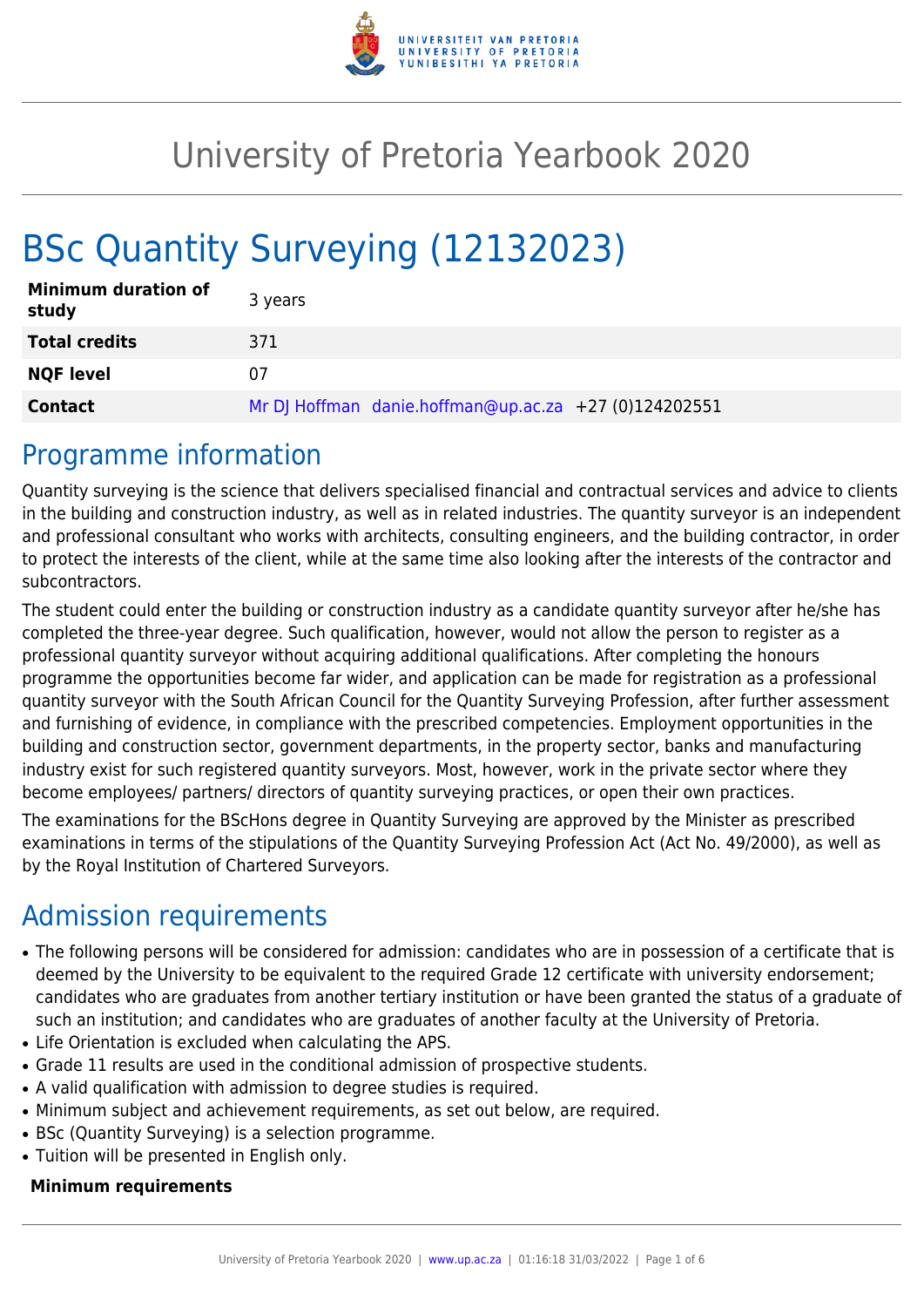# University of Pretoria Yearbook 2020

# BSc Quantity Surveying (12132023)

| | |
|---|---|
| **Minimum duration of study** | 3 years |
| **Total credits** | 371 |
| **NQF level** | 07 |
| **Contact** | Mr DJ Hoffman danie.hoffman@up.ac.za +27 (0)124202551 |

## Programme information

Quantity surveying is the science that delivers specialised financial and contractual services and advice to clients in the building and construction industry, as well as in related industries. The quantity surveyor is an independent and professional consultant who works with architects, consulting engineers, and the building contractor, in order to protect the interests of the client, while at the same time also looking after the interests of the contractor and subcontractors.

The student could enter the building or construction industry as a candidate quantity surveyor after he/she has completed the three-year degree. Such qualification, however, would not allow the person to register as a professional quantity surveyor without acquiring additional qualifications. After completing the honours programme the opportunities become far wider, and application can be made for registration as a professional quantity surveyor with the South African Council for the Quantity Surveying Profession, after further assessment and furnishing of evidence, in compliance with the prescribed competencies. Employment opportunities in the building and construction sector, government departments, in the property sector, banks and manufacturing industry exist for such registered quantity surveyors. Most, however, work in the private sector where they become employees/ partners/ directors of quantity surveying practices, or open their own practices.

The examinations for the BScHons degree in Quantity Surveying are approved by the Minister as prescribed examinations in terms of the stipulations of the Quantity Surveying Profession Act (Act No. 49/2000), as well as by the Royal Institution of Chartered Surveyors.

## Admission requirements

- The following persons will be considered for admission: candidates who are in possession of a certificate that is deemed by the University to be equivalent to the required Grade 12 certificate with university endorsement; candidates who are graduates from another tertiary institution or have been granted the status of a graduate of such an institution; and candidates who are graduates of another faculty at the University of Pretoria.
- Life Orientation is excluded when calculating the APS.
- Grade 11 results are used in the conditional admission of prospective students.
- A valid qualification with admission to degree studies is required.
- Minimum subject and achievement requirements, as set out below, are required.
- BSc (Quantity Surveying) is a selection programme.
- Tuition will be presented in English only.

**Minimum requirements**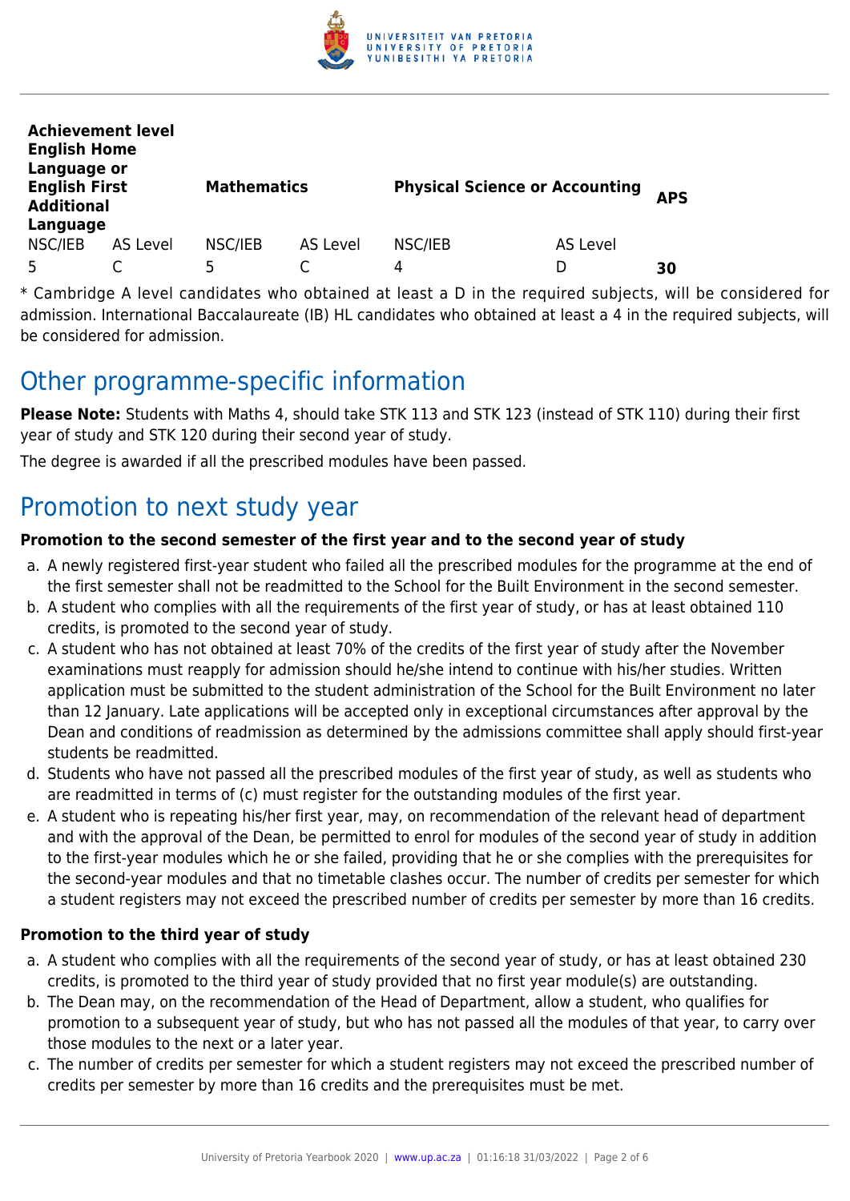| Achievement level | | | | | | |
| --- | --- | --- | --- | --- | --- | --- |
| **English Home Language or English First Additional Language** | | **Mathematics** | | **Physical Science or Accounting** | | **APS** |
| NSC/IEB | AS Level | NSC/IEB | AS Level | NSC/IEB | AS Level | |
| 5 | C | 5 | C | 4 | D | **30** |

* Cambridge A level candidates who obtained at least a D in the required subjects, will be considered for admission. International Baccalaureate (IB) HL candidates who obtained at least a 4 in the required subjects, will be considered for admission.

# Other programme-specific information

**Please Note:** Students with Maths 4, should take STK 113 and STK 123 (instead of STK 110) during their first year of study and STK 120 during their second year of study.

The degree is awarded if all the prescribed modules have been passed.

# Promotion to next study year

### Promotion to the second semester of the first year and to the second year of study

a. A newly registered first-year student who failed all the prescribed modules for the programme at the end of the first semester shall not be readmitted to the School for the Built Environment in the second semester.
b. A student who complies with all the requirements of the first year of study, or has at least obtained 110 credits, is promoted to the second year of study.
c. A student who has not obtained at least 70% of the credits of the first year of study after the November examinations must reapply for admission should he/she intend to continue with his/her studies. Written application must be submitted to the student administration of the School for the Built Environment no later than 12 January. Late applications will be accepted only in exceptional circumstances after approval by the Dean and conditions of readmission as determined by the admissions committee shall apply should first-year students be readmitted.
d. Students who have not passed all the prescribed modules of the first year of study, as well as students who are readmitted in terms of (c) must register for the outstanding modules of the first year.
e. A student who is repeating his/her first year, may, on recommendation of the relevant head of department and with the approval of the Dean, be permitted to enrol for modules of the second year of study in addition to the first-year modules which he or she failed, providing that he or she complies with the prerequisites for the second-year modules and that no timetable clashes occur. The number of credits per semester for which a student registers may not exceed the prescribed number of credits per semester by more than 16 credits.

### Promotion to the third year of study

a. A student who complies with all the requirements of the second year of study, or has at least obtained 230 credits, is promoted to the third year of study provided that no first year module(s) are outstanding.
b. The Dean may, on the recommendation of the Head of Department, allow a student, who qualifies for promotion to a subsequent year of study, but who has not passed all the modules of that year, to carry over those modules to the next or a later year.
c. The number of credits per semester for which a student registers may not exceed the prescribed number of credits per semester by more than 16 credits and the prerequisites must be met.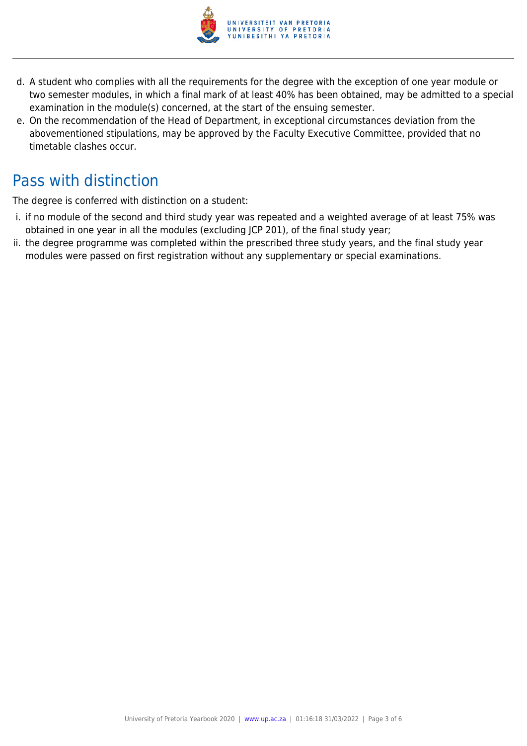d. A student who complies with all the requirements for the degree with the exception of one year module or two semester modules, in which a final mark of at least 40% has been obtained, may be admitted to a special examination in the module(s) concerned, at the start of the ensuing semester.
e. On the recommendation of the Head of Department, in exceptional circumstances deviation from the abovementioned stipulations, may be approved by the Faculty Executive Committee, provided that no timetable clashes occur.

## Pass with distinction

The degree is conferred with distinction on a student:

i. if no module of the second and third study year was repeated and a weighted average of at least 75% was obtained in one year in all the modules (excluding JCP 201), of the final study year;
ii. the degree programme was completed within the prescribed three study years, and the final study year modules were passed on first registration without any supplementary or special examinations.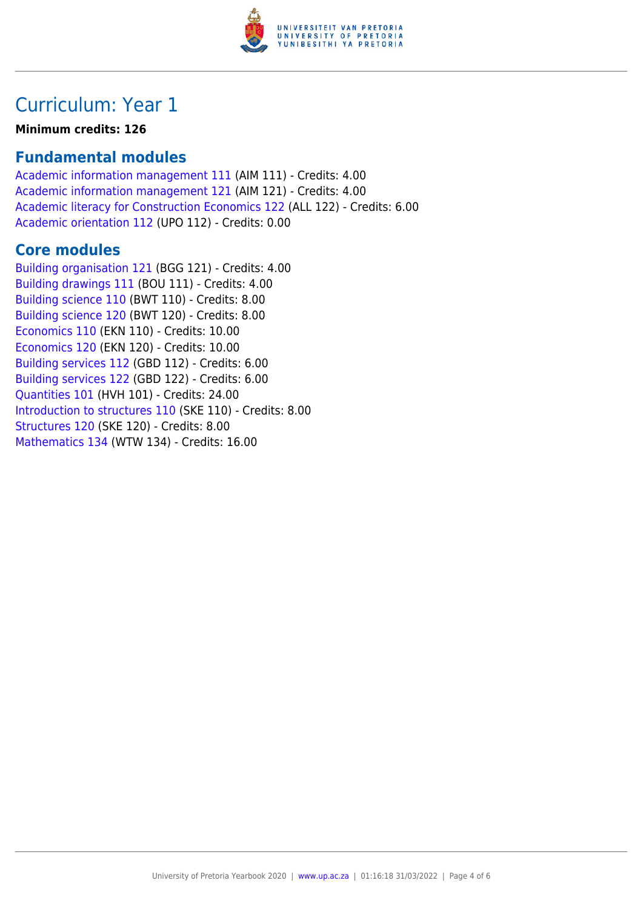# Curriculum: Year 1

**Minimum credits: 126**

## Fundamental modules

Academic information management 111 (AIM 111) - Credits: 4.00
Academic information management 121 (AIM 121) - Credits: 4.00
Academic literacy for Construction Economics 122 (ALL 122) - Credits: 6.00
Academic orientation 112 (UPO 112) - Credits: 0.00

## Core modules

Building organisation 121 (BGG 121) - Credits: 4.00
Building drawings 111 (BOU 111) - Credits: 4.00
Building science 110 (BWT 110) - Credits: 8.00
Building science 120 (BWT 120) - Credits: 8.00
Economics 110 (EKN 110) - Credits: 10.00
Economics 120 (EKN 120) - Credits: 10.00
Building services 112 (GBD 112) - Credits: 6.00
Building services 122 (GBD 122) - Credits: 6.00
Quantities 101 (HVH 101) - Credits: 24.00
Introduction to structures 110 (SKE 110) - Credits: 8.00
Structures 120 (SKE 120) - Credits: 8.00
Mathematics 134 (WTW 134) - Credits: 16.00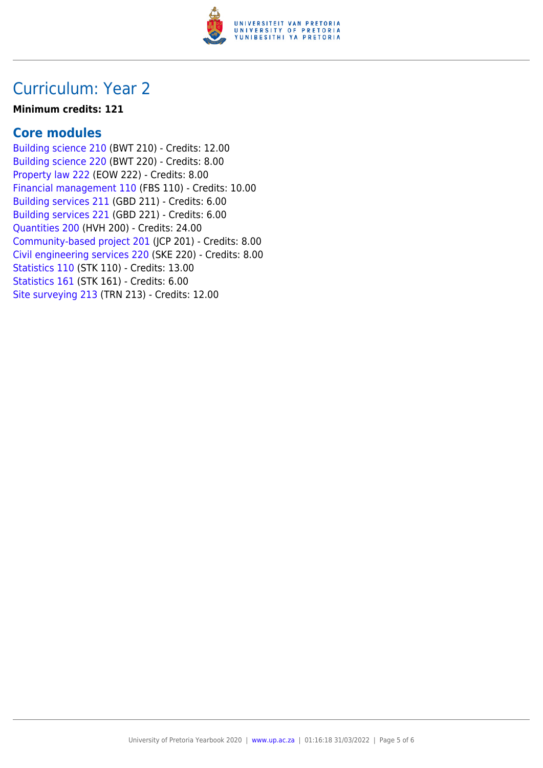# Curriculum: Year 2

**Minimum credits: 121**

## Core modules

Building science 210 (BWT 210) - Credits: 12.00
Building science 220 (BWT 220) - Credits: 8.00
Property law 222 (EOW 222) - Credits: 8.00
Financial management 110 (FBS 110) - Credits: 10.00
Building services 211 (GBD 211) - Credits: 6.00
Building services 221 (GBD 221) - Credits: 6.00
Quantities 200 (HVH 200) - Credits: 24.00
Community-based project 201 (JCP 201) - Credits: 8.00
Civil engineering services 220 (SKE 220) - Credits: 8.00
Statistics 110 (STK 110) - Credits: 13.00
Statistics 161 (STK 161) - Credits: 6.00
Site surveying 213 (TRN 213) - Credits: 12.00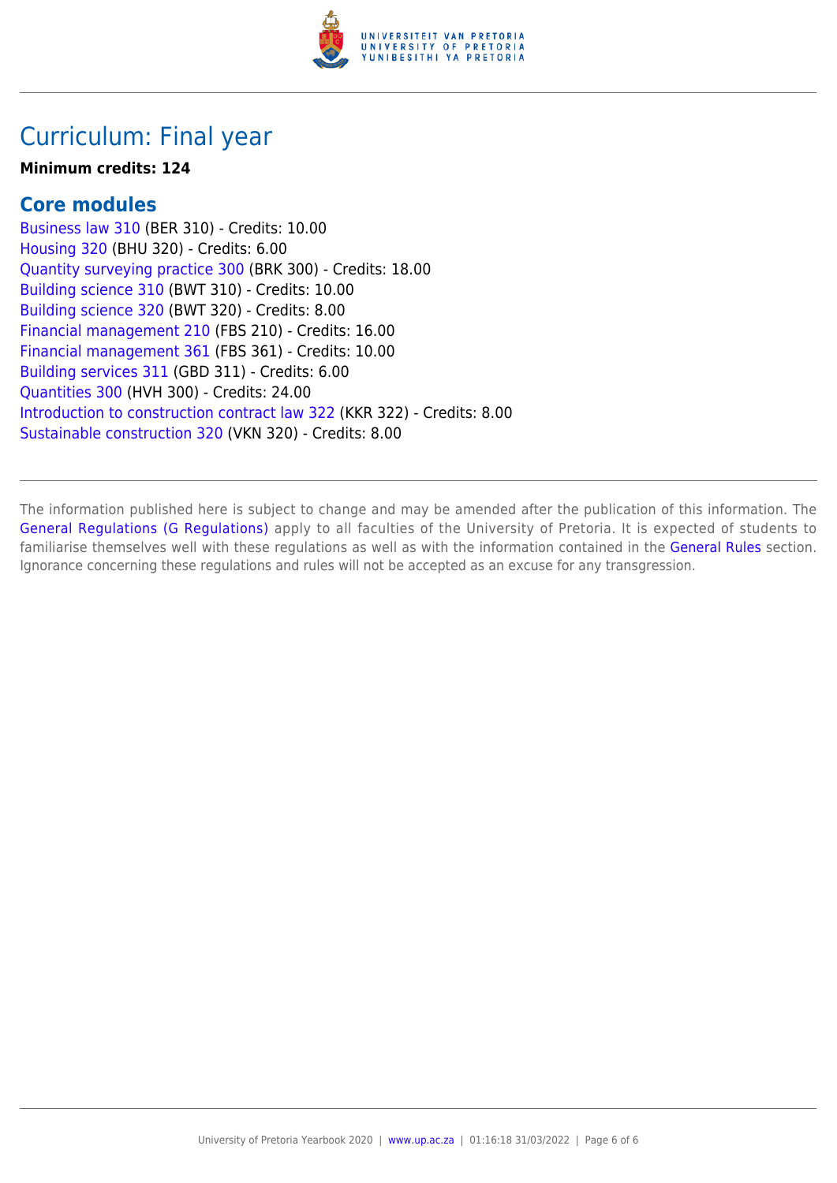# Curriculum: Final year

**Minimum credits: 124**

## Core modules

Business law 310 (BER 310) - Credits: 10.00
Housing 320 (BHU 320) - Credits: 6.00
Quantity surveying practice 300 (BRK 300) - Credits: 18.00
Building science 310 (BWT 310) - Credits: 10.00
Building science 320 (BWT 320) - Credits: 8.00
Financial management 210 (FBS 210) - Credits: 16.00
Financial management 361 (FBS 361) - Credits: 10.00
Building services 311 (GBD 311) - Credits: 6.00
Quantities 300 (HVH 300) - Credits: 24.00
Introduction to construction contract law 322 (KKR 322) - Credits: 8.00
Sustainable construction 320 (VKN 320) - Credits: 8.00

---

The information published here is subject to change and may be amended after the publication of this information. The General Regulations (G Regulations) apply to all faculties of the University of Pretoria. It is expected of students to familiarise themselves well with these regulations as well as with the information contained in the General Rules section. Ignorance concerning these regulations and rules will not be accepted as an excuse for any transgression.